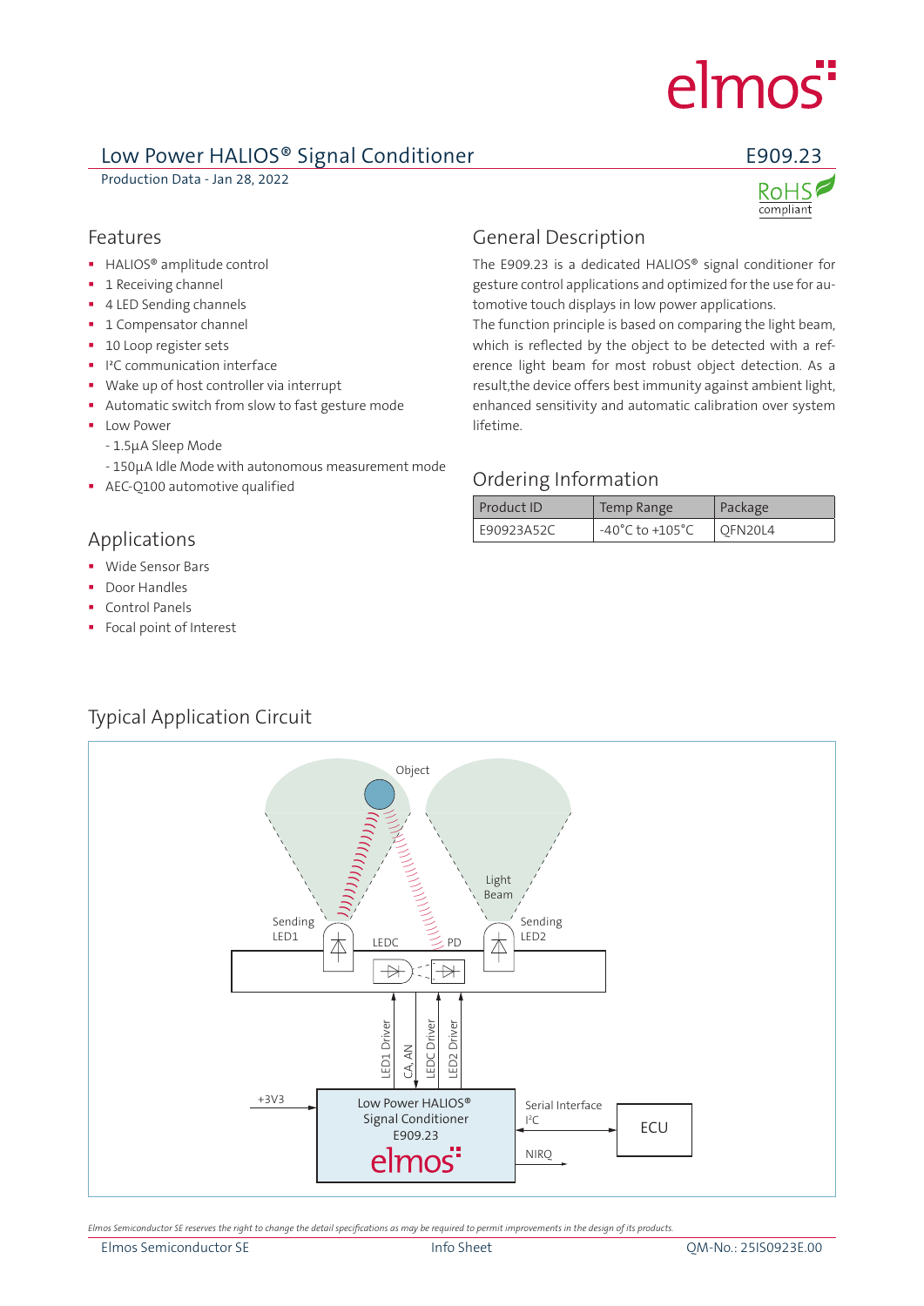# Low Power HALIOS® Signal Conditioner

E909.23

Production Data - Jan 28, 2022

RoHS compliant

## Features

- HALIOS® amplitude control
- 1 Receiving channel
- 4 LED Sending channels
- 1 Compensator channel
- 10 Loop register sets
- I²C communication interface
- Wake up of host controller via interrupt
- Automatic switch from slow to fast gesture mode
- Low Power
  - 1.5µA Sleep Mode
  - 150µA Idle Mode with autonomous measurement mode
- AEC-Q100 automotive qualified

## Applications

- Wide Sensor Bars
- Door Handles
- Control Panels
- Focal point of Interest

## General Description

The E909.23 is a dedicated HALIOS® signal conditioner for gesture control applications and optimized for the use for automotive touch displays in low power applications.
The function principle is based on comparing the light beam, which is reflected by the object to be detected with a reference light beam for most robust object detection. As a result,the device offers best immunity against ambient light, enhanced sensitivity and automatic calibration over system lifetime.

## Ordering Information

| Product ID | Temp Range | Package |
|---|---|---|
| E90923A52C | -40°C to +105°C | QFN20L4 |

## Typical Application Circuit

Object, Light Beam, Sending LED1, Sending LED2, LEDC, PD, LED1 Driver, CA, AN, LEDC Driver, LED2 Driver, +3V3, Low Power HALIOS® Signal Conditioner E909.23 elmos, Serial Interface I²C, NIRQ, ECU

*Elmos Semiconductor SE reserves the right to change the detail specifications as may be required to permit improvements in the design of its products.*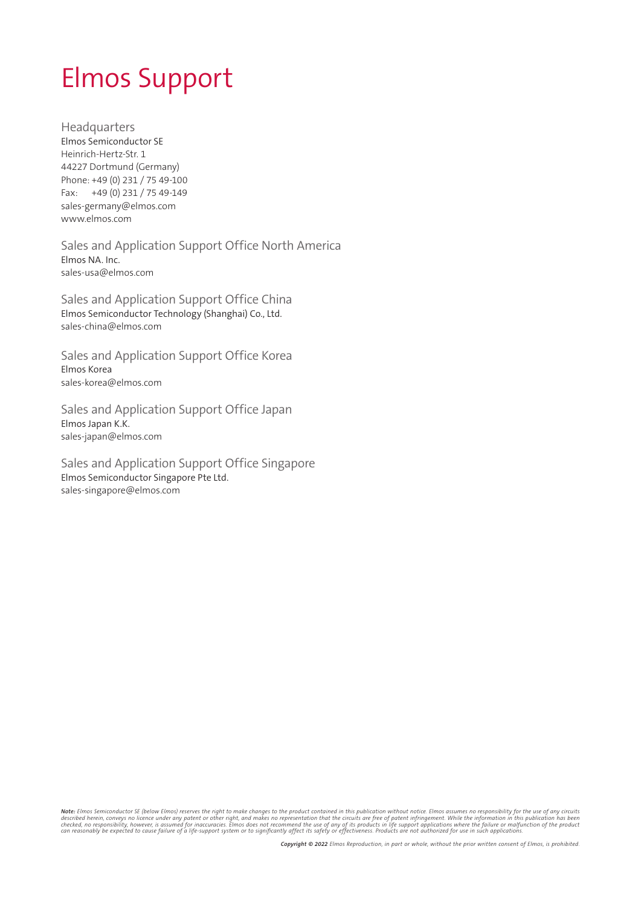# Elmos Support

## Headquarters

Elmos Semiconductor SE
Heinrich-Hertz-Str. 1
44227 Dortmund (Germany)
Phone: +49 (0) 231 / 75 49-100
Fax: +49 (0) 231 / 75 49-149
sales-germany@elmos.com
www.elmos.com

## Sales and Application Support Office North America

Elmos NA. Inc.
sales-usa@elmos.com

## Sales and Application Support Office China

Elmos Semiconductor Technology (Shanghai) Co., Ltd.
sales-china@elmos.com

## Sales and Application Support Office Korea

Elmos Korea
sales-korea@elmos.com

## Sales and Application Support Office Japan

Elmos Japan K.K.
sales-japan@elmos.com

## Sales and Application Support Office Singapore

Elmos Semiconductor Singapore Pte Ltd.
sales-singapore@elmos.com

***Note:*** *Elmos Semiconductor SE (below Elmos) reserves the right to make changes to the product contained in this publication without notice. Elmos assumes no responsibility for the use of any circuits described herein, conveys no licence under any patent or other right, and makes no representation that the circuits are free of patent infringement. While the information in this publication has been checked, no responsibility, however, is assumed for inaccuracies. Elmos does not recommend the use of any of its products in life support applications where the failure or malfunction of the product can reasonably be expected to cause failure of a life-support system or to significantly affect its safety or effectiveness. Products are not authorized for use in such applications.*

***Copyright © 2022*** *Elmos Reproduction, in part or whole, without the prior written consent of Elmos, is prohibited.*